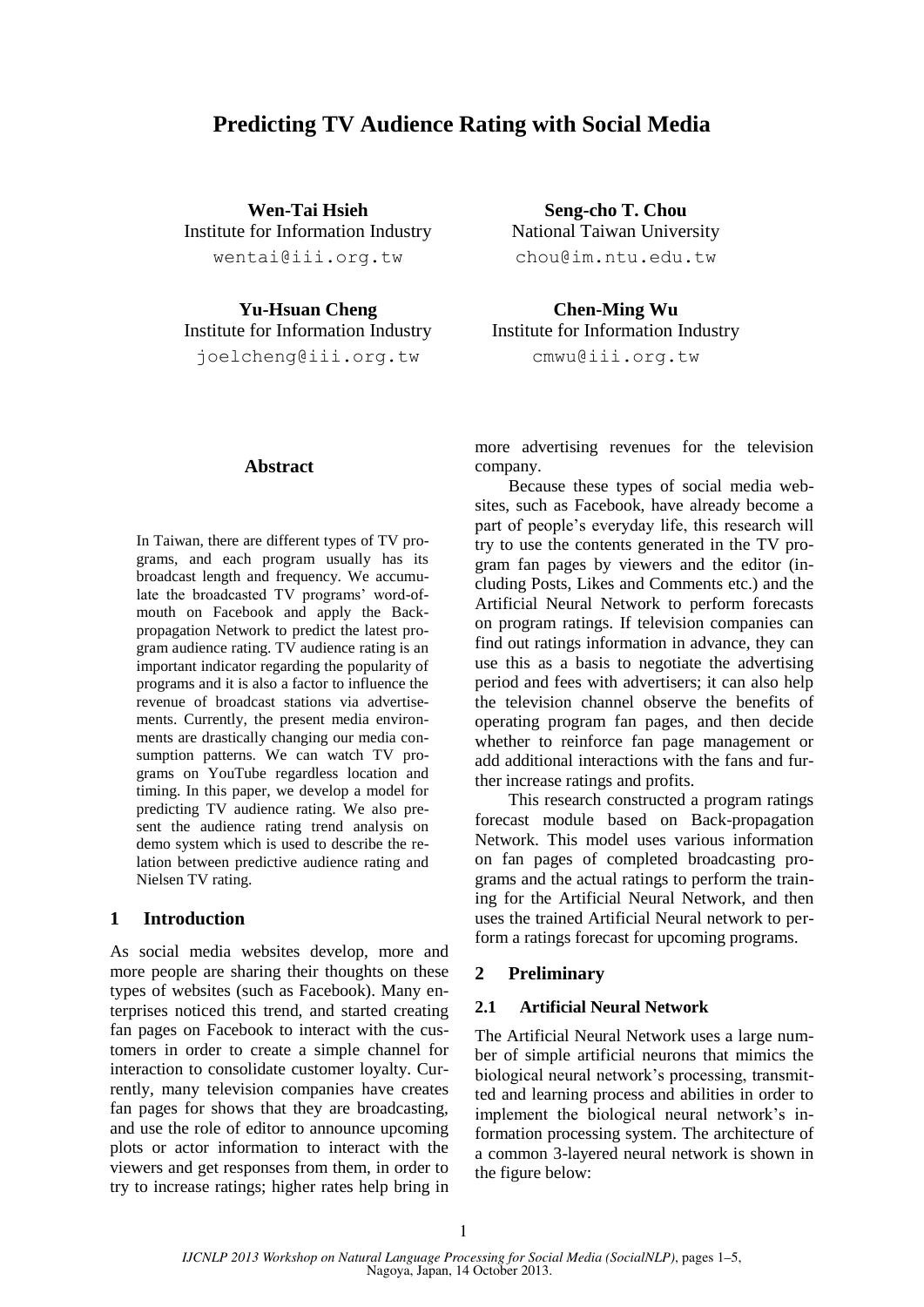# Predicting TV Audience Rating with Social Media

**Wen-Tai Hsieh**
Institute for Information Industry
wentai@iii.org.tw

**Seng-cho T. Chou**
National Taiwan University
chou@im.ntu.edu.tw

**Yu-Hsuan Cheng**
Institute for Information Industry
joelcheng@iii.org.tw

**Chen-Ming Wu**
Institute for Information Industry
cmwu@iii.org.tw

## Abstract

In Taiwan, there are different types of TV programs, and each program usually has its broadcast length and frequency. We accumulate the broadcasted TV programs' word-of-mouth on Facebook and apply the Back-propagation Network to predict the latest program audience rating. TV audience rating is an important indicator regarding the popularity of programs and it is also a factor to influence the revenue of broadcast stations via advertisements. Currently, the present media environments are drastically changing our media consumption patterns. We can watch TV programs on YouTube regardless location and timing. In this paper, we develop a model for predicting TV audience rating. We also present the audience rating trend analysis on demo system which is used to describe the relation between predictive audience rating and Nielsen TV rating.

## 1 Introduction

As social media websites develop, more and more people are sharing their thoughts on these types of websites (such as Facebook). Many enterprises noticed this trend, and started creating fan pages on Facebook to interact with the customers in order to create a simple channel for interaction to consolidate customer loyalty. Currently, many television companies have creates fan pages for shows that they are broadcasting, and use the role of editor to announce upcoming plots or actor information to interact with the viewers and get responses from them, in order to try to increase ratings; higher rates help bring in more advertising revenues for the television company.

Because these types of social media websites, such as Facebook, have already become a part of people's everyday life, this research will try to use the contents generated in the TV program fan pages by viewers and the editor (including Posts, Likes and Comments etc.) and the Artificial Neural Network to perform forecasts on program ratings. If television companies can find out ratings information in advance, they can use this as a basis to negotiate the advertising period and fees with advertisers; it can also help the television channel observe the benefits of operating program fan pages, and then decide whether to reinforce fan page management or add additional interactions with the fans and further increase ratings and profits.

This research constructed a program ratings forecast module based on Back-propagation Network. This model uses various information on fan pages of completed broadcasting programs and the actual ratings to perform the training for the Artificial Neural Network, and then uses the trained Artificial Neural network to perform a ratings forecast for upcoming programs.

## 2 Preliminary

### 2.1 Artificial Neural Network

The Artificial Neural Network uses a large number of simple artificial neurons that mimics the biological neural network's processing, transmitted and learning process and abilities in order to implement the biological neural network's information processing system. The architecture of a common 3-layered neural network is shown in the figure below: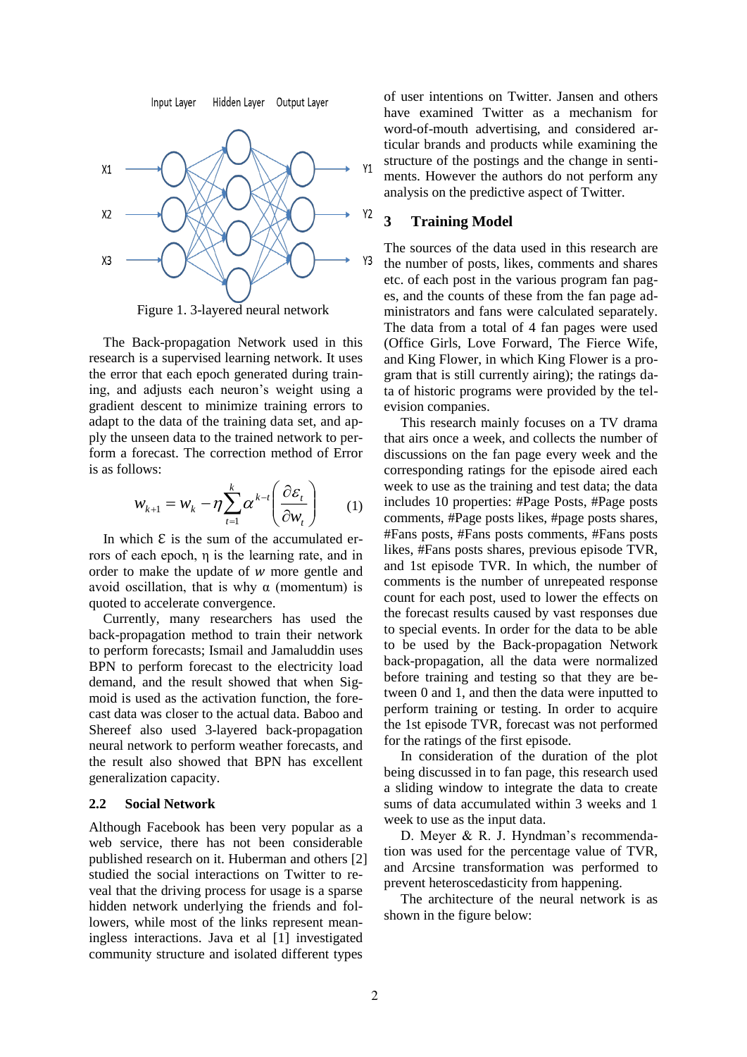Figure 1. 3-layered neural network

The Back-propagation Network used in this research is a supervised learning network. It uses the error that each epoch generated during training, and adjusts each neuron's weight using a gradient descent to minimize training errors to adapt to the data of the training data set, and apply the unseen data to the trained network to perform a forecast. The correction method of Error is as follows:

$$w_{k+1} = w_k - \eta \sum_{t=1}^{k} \alpha^{k-t} \left( \frac{\partial \varepsilon_t}{\partial w_t} \right) \quad (1)$$

In which $\varepsilon$ is the sum of the accumulated errors of each epoch, $\eta$ is the learning rate, and in order to make the update of $w$ more gentle and avoid oscillation, that is why $\alpha$ (momentum) is quoted to accelerate convergence.

Currently, many researchers has used the back-propagation method to train their network to perform forecasts; Ismail and Jamaluddin uses BPN to perform forecast to the electricity load demand, and the result showed that when Sigmoid is used as the activation function, the forecast data was closer to the actual data. Baboo and Shereef also used 3-layered back-propagation neural network to perform weather forecasts, and the result also showed that BPN has excellent generalization capacity.

### 2.2 Social Network

Although Facebook has been very popular as a web service, there has not been considerable published research on it. Huberman and others [2] studied the social interactions on Twitter to reveal that the driving process for usage is a sparse hidden network underlying the friends and followers, while most of the links represent meaningless interactions. Java et al [1] investigated community structure and isolated different types of user intentions on Twitter. Jansen and others have examined Twitter as a mechanism for word-of-mouth advertising, and considered articular brands and products while examining the structure of the postings and the change in sentiments. However the authors do not perform any analysis on the predictive aspect of Twitter.

## 3 Training Model

The sources of the data used in this research are the number of posts, likes, comments and shares etc. of each post in the various program fan pages, and the counts of these from the fan page administrators and fans were calculated separately. The data from a total of 4 fan pages were used (Office Girls, Love Forward, The Fierce Wife, and King Flower, in which King Flower is a program that is still currently airing); the ratings data of historic programs were provided by the television companies.

This research mainly focuses on a TV drama that airs once a week, and collects the number of discussions on the fan page every week and the corresponding ratings for the episode aired each week to use as the training and test data; the data includes 10 properties: #Page Posts, #Page posts comments, #Page posts likes, #page posts shares, #Fans posts, #Fans posts comments, #Fans posts likes, #Fans posts shares, previous episode TVR, and 1st episode TVR. In which, the number of comments is the number of unrepeated response count for each post, used to lower the effects on the forecast results caused by vast responses due to special events. In order for the data to be able to be used by the Back-propagation Network back-propagation, all the data were normalized before training and testing so that they are between 0 and 1, and then the data were inputted to perform training or testing. In order to acquire the 1st episode TVR, forecast was not performed for the ratings of the first episode.

In consideration of the duration of the plot being discussed in to fan page, this research used a sliding window to integrate the data to create sums of data accumulated within 3 weeks and 1 week to use as the input data.

D. Meyer & R. J. Hyndman's recommendation was used for the percentage value of TVR, and Arcsine transformation was performed to prevent heteroscedasticity from happening.

The architecture of the neural network is as shown in the figure below: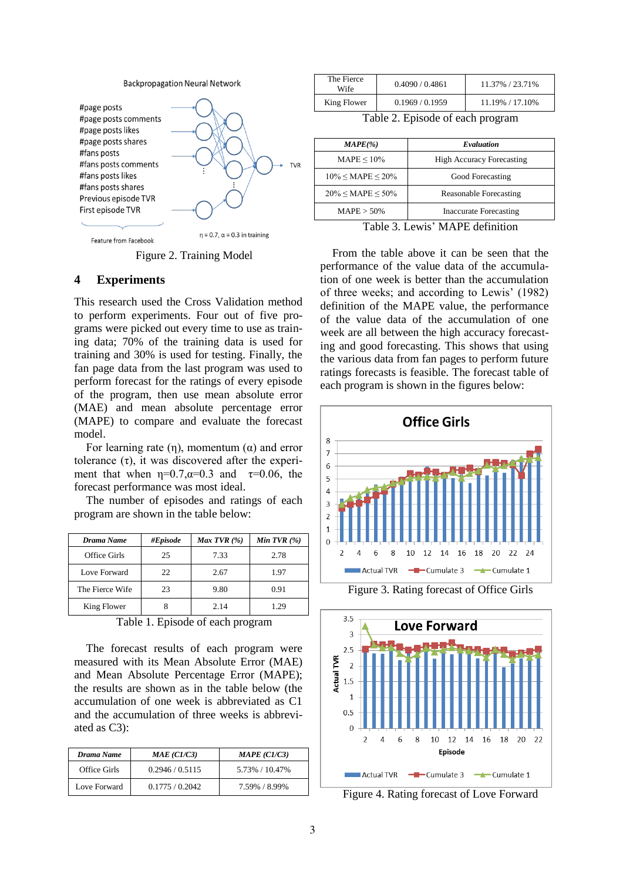Figure 2. Training Model

## 4 Experiments

This research used the Cross Validation method to perform experiments. Four out of five programs were picked out every time to use as training data; 70% of the training data is used for training and 30% is used for testing. Finally, the fan page data from the last program was used to perform forecast for the ratings of every episode of the program, then use mean absolute error (MAE) and mean absolute percentage error (MAPE) to compare and evaluate the forecast model.

For learning rate ($\eta$), momentum ($\alpha$) and error tolerance ($\tau$), it was discovered after the experiment that when $\eta$=0.7,$\alpha$=0.3 and $\tau$=0.06, the forecast performance was most ideal.

The number of episodes and ratings of each program are shown in the table below:

| *Drama Name* | *#Episode* | *Max TVR (%)* | *Min TVR (%)* |
|---|---|---|---|
| Office Girls | 25 | 7.33 | 2.78 |
| Love Forward | 22 | 2.67 | 1.97 |
| The Fierce Wife | 23 | 9.80 | 0.91 |
| King Flower | 8 | 2.14 | 1.29 |

Table 1. Episode of each program

The forecast results of each program were measured with its Mean Absolute Error (MAE) and Mean Absolute Percentage Error (MAPE); the results are shown as in the table below (the accumulation of one week is abbreviated as C1 and the accumulation of three weeks is abbreviated as C3):

| *Drama Name* | *MAE (C1/C3)* | *MAPE (C1/C3)* |
|---|---|---|
| Office Girls | 0.2946 / 0.5115 | 5.73% / 10.47% |
| Love Forward | 0.1775 / 0.2042 | 7.59% / 8.99% |
| The Fierce Wife | 0.4090 / 0.4861 | 11.37% / 23.71% |
| King Flower | 0.1969 / 0.1959 | 11.19% / 17.10% |

Table 2. Episode of each program

| *MAPE(%)* | *Evaluation* |
|---|---|
| MAPE ≤ 10% | High Accuracy Forecasting |
| 10% ≤ MAPE ≤ 20% | Good Forecasting |
| 20% ≤ MAPE ≤ 50% | Reasonable Forecasting |
| MAPE > 50% | Inaccurate Forecasting |

Table 3. Lewis' MAPE definition

From the table above it can be seen that the performance of the value data of the accumulation of one week is better than the accumulation of three weeks; and according to Lewis' (1982) definition of the MAPE value, the performance of the value data of the accumulation of one week are all between the high accuracy forecasting and good forecasting. This shows that using the various data from fan pages to perform future ratings forecasts is feasible. The forecast table of each program is shown in the figures below:

Figure 3. Rating forecast of Office Girls

Figure 4. Rating forecast of Love Forward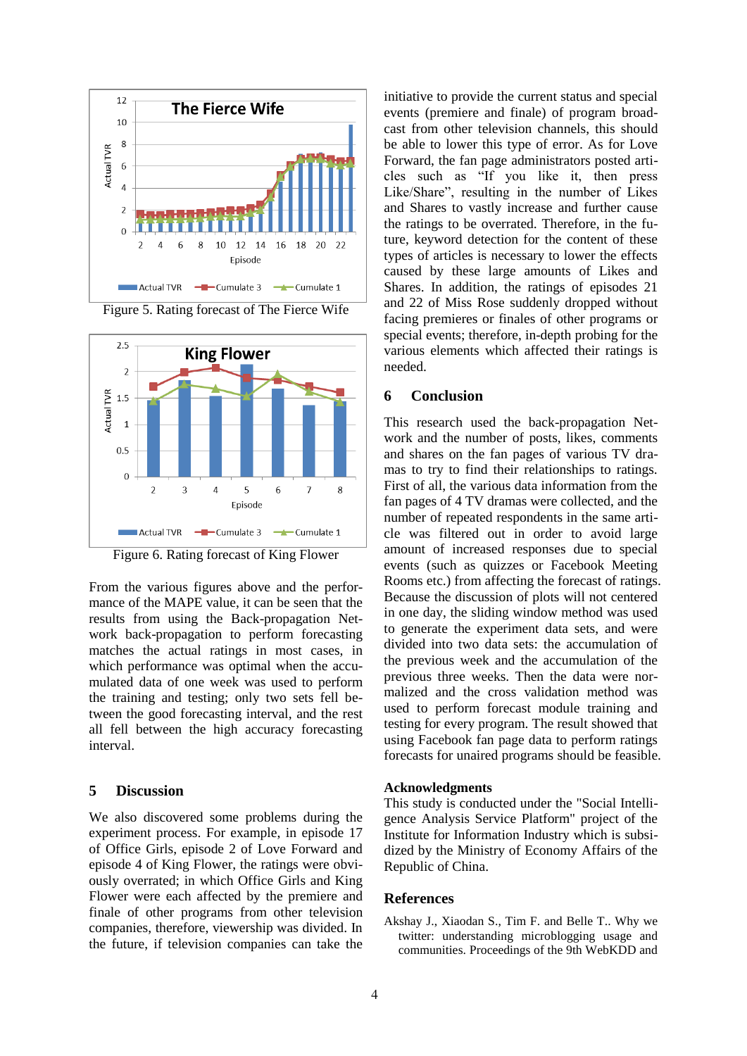Figure 5. Rating forecast of The Fierce Wife

Figure 6. Rating forecast of King Flower

From the various figures above and the performance of the MAPE value, it can be seen that the results from using the Back-propagation Network back-propagation to perform forecasting matches the actual ratings in most cases, in which performance was optimal when the accumulated data of one week was used to perform the training and testing; only two sets fell between the good forecasting interval, and the rest all fell between the high accuracy forecasting interval.

## 5 Discussion

We also discovered some problems during the experiment process. For example, in episode 17 of Office Girls, episode 2 of Love Forward and episode 4 of King Flower, the ratings were obviously overrated; in which Office Girls and King Flower were each affected by the premiere and finale of other programs from other television companies, therefore, viewership was divided. In the future, if television companies can take the initiative to provide the current status and special events (premiere and finale) of program broadcast from other television channels, this should be able to lower this type of error. As for Love Forward, the fan page administrators posted articles such as "If you like it, then press Like/Share", resulting in the number of Likes and Shares to vastly increase and further cause the ratings to be overrated. Therefore, in the future, keyword detection for the content of these types of articles is necessary to lower the effects caused by these large amounts of Likes and Shares. In addition, the ratings of episodes 21 and 22 of Miss Rose suddenly dropped without facing premieres or finales of other programs or special events; therefore, in-depth probing for the various elements which affected their ratings is needed.

## 6 Conclusion

This research used the back-propagation Network and the number of posts, likes, comments and shares on the fan pages of various TV dramas to try to find their relationships to ratings. First of all, the various data information from the fan pages of 4 TV dramas were collected, and the number of repeated respondents in the same article was filtered out in order to avoid large amount of increased responses due to special events (such as quizzes or Facebook Meeting Rooms etc.) from affecting the forecast of ratings. Because the discussion of plots will not centered in one day, the sliding window method was used to generate the experiment data sets, and were divided into two data sets: the accumulation of the previous week and the accumulation of the previous three weeks. Then the data were normalized and the cross validation method was used to perform forecast module training and testing for every program. The result showed that using Facebook fan page data to perform ratings forecasts for unaired programs should be feasible.

### Acknowledgments

This study is conducted under the "Social Intelligence Analysis Service Platform" project of the Institute for Information Industry which is subsidized by the Ministry of Economy Affairs of the Republic of China.

## References

Akshay J., Xiaodan S., Tim F. and Belle T.. Why we twitter: understanding microblogging usage and communities. Proceedings of the 9th WebKDD and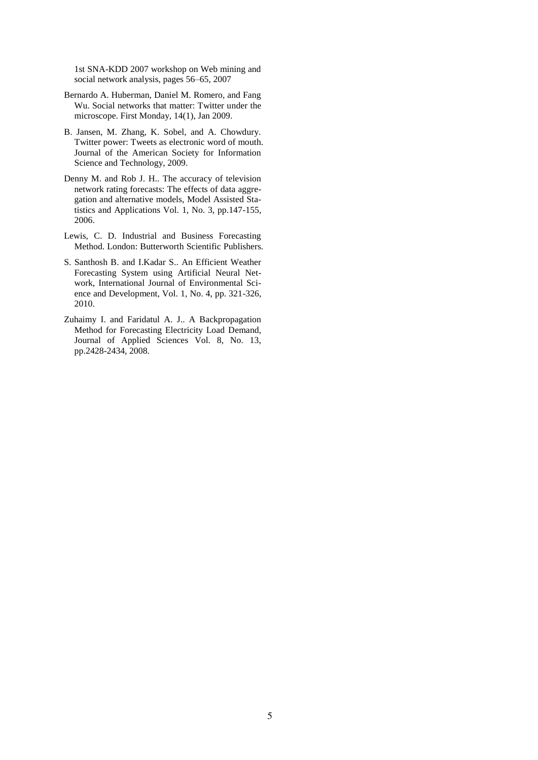1st SNA-KDD 2007 workshop on Web mining and social network analysis, pages 56–65, 2007

Bernardo A. Huberman, Daniel M. Romero, and Fang Wu. Social networks that matter: Twitter under the microscope. First Monday, 14(1), Jan 2009.

B. Jansen, M. Zhang, K. Sobel, and A. Chowdury. Twitter power: Tweets as electronic word of mouth. Journal of the American Society for Information Science and Technology, 2009.

Denny M. and Rob J. H.. The accuracy of television network rating forecasts: The effects of data aggregation and alternative models, Model Assisted Statistics and Applications Vol. 1, No. 3, pp.147-155, 2006.

Lewis, C. D. Industrial and Business Forecasting Method. London: Butterworth Scientific Publishers.

S. Santhosh B. and I.Kadar S.. An Efficient Weather Forecasting System using Artificial Neural Network, International Journal of Environmental Science and Development, Vol. 1, No. 4, pp. 321-326, 2010.

Zuhaimy I. and Faridatul A. J.. A Backpropagation Method for Forecasting Electricity Load Demand, Journal of Applied Sciences Vol. 8, No. 13, pp.2428-2434, 2008.